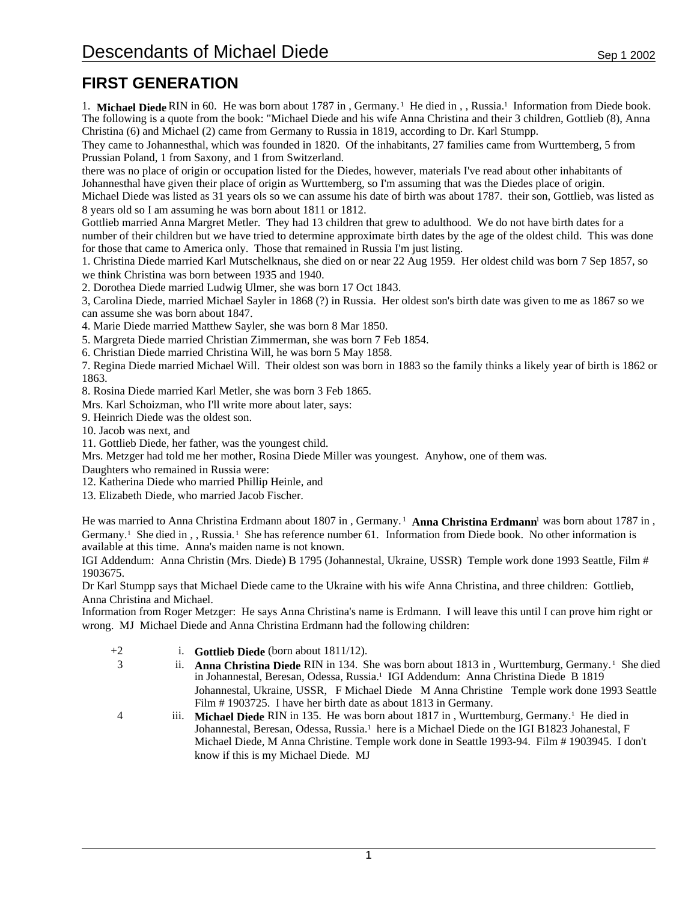# Descendants of Michael Diede

Sep 1 2002

## FIRST GENERATION

1. **Michael Diede** RIN in 60. He was born about 1787 in , Germany.[1] He died in , , Russia.[1] Information from Diede book.
The following is a quote from the book: "Michael Diede and his wife Anna Christina and their 3 children, Gottlieb (8), Anna Christina (6) and Michael (2) came from Germany to Russia in 1819, according to Dr. Karl Stumpp.
They came to Johannesthal, which was founded in 1820. Of the inhabitants, 27 families came from Wurttemberg, 5 from Prussian Poland, 1 from Saxony, and 1 from Switzerland.
there was no place of origin or occupation listed for the Diedes, however, materials I've read about other inhabitants of Johannesthal have given their place of origin as Wurttemberg, so I'm assuming that was the Diedes place of origin.
Michael Diede was listed as 31 years ols so we can assume his date of birth was about 1787. their son, Gottlieb, was listed as 8 years old so I am assuming he was born about 1811 or 1812.
Gottlieb married Anna Margret Metler. They had 13 children that grew to adulthood. We do not have birth dates for a number of their children but we have tried to determine approximate birth dates by the age of the oldest child. This was done for those that came to America only. Those that remained in Russia I'm just listing.
1. Christina Diede married Karl Mutschelknaus, she died on or near 22 Aug 1959. Her oldest child was born 7 Sep 1857, so we think Christina was born between 1935 and 1940.
2. Dorothea Diede married Ludwig Ulmer, she was born 17 Oct 1843.
3, Carolina Diede, married Michael Sayler in 1868 (?) in Russia. Her oldest son's birth date was given to me as 1867 so we can assume she was born about 1847.
4. Marie Diede married Matthew Sayler, she was born 8 Mar 1850.
5. Margreta Diede married Christian Zimmerman, she was born 7 Feb 1854.
6. Christian Diede married Christina Will, he was born 5 May 1858.
7. Regina Diede married Michael Will. Their oldest son was born in 1883 so the family thinks a likely year of birth is 1862 or 1863.
8. Rosina Diede married Karl Metler, she was born 3 Feb 1865.
Mrs. Karl Schoizman, who I'll write more about later, says:
9. Heinrich Diede was the oldest son.
10. Jacob was next, and
11. Gottlieb Diede, her father, was the youngest child.
Mrs. Metzger had told me her mother, Rosina Diede Miller was youngest. Anyhow, one of them was.
Daughters who remained in Russia were:
12. Katherina Diede who married Phillip Heinle, and
13. Elizabeth Diede, who married Jacob Fischer.

He was married to Anna Christina Erdmann about 1807 in , Germany.[1] **Anna Christina Erdmann**[1] was born about 1787 in , Germany.[1] She died in , , Russia.[1] She has reference number 61. Information from Diede book. No other information is available at this time. Anna's maiden name is not known.
IGI Addendum: Anna Christin (Mrs. Diede) B 1795 (Johannestal, Ukraine, USSR) Temple work done 1993 Seattle, Film # 1903675.
Dr Karl Stumpp says that Michael Diede came to the Ukraine with his wife Anna Christina, and three children: Gottlieb, Anna Christina and Michael.
Information from Roger Metzger: He says Anna Christina's name is Erdmann. I will leave this until I can prove him right or wrong. MJ Michael Diede and Anna Christina Erdmann had the following children:

+2 i. **Gottlieb Diede** (born about 1811/12).

3 ii. **Anna Christina Diede** RIN in 134. She was born about 1813 in , Wurttemburg, Germany.[1] She died in Johannestal, Beresan, Odessa, Russia.[1] IGI Addendum: Anna Christina Diede B 1819 Johannestal, Ukraine, USSR, F Michael Diede M Anna Christine Temple work done 1993 Seattle Film # 1903725. I have her birth date as about 1813 in Germany.

4 iii. **Michael Diede** RIN in 135. He was born about 1817 in , Wurttemburg, Germany.[1] He died in Johannestal, Beresan, Odessa, Russia.[1] here is a Michael Diede on the IGI B1823 Johanestal, F Michael Diede, M Anna Christine. Temple work done in Seattle 1993-94. Film # 1903945. I don't know if this is my Michael Diede. MJ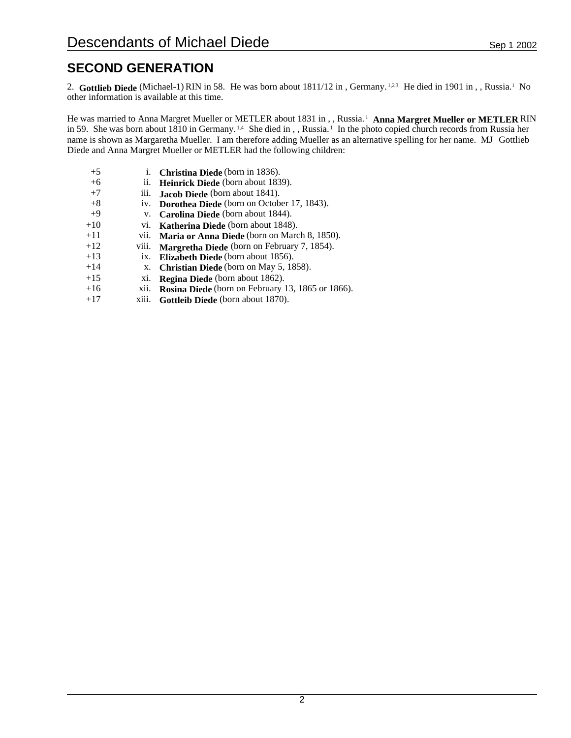## SECOND GENERATION

2. **Gottlieb Diede** (Michael-1) RIN in 58. He was born about 1811/12 in , Germany.[1,2,3] He died in 1901 in , , Russia.[1] No other information is available at this time.

He was married to Anna Margret Mueller or METLER about 1831 in , , Russia.[1] **Anna Margret Mueller or METLER** RIN in 59. She was born about 1810 in Germany.[1,4] She died in , , Russia.[1] In the photo copied church records from Russia her name is shown as Margaretha Mueller. I am therefore adding Mueller as an alternative spelling for her name. MJ Gottlieb Diede and Anna Margret Mueller or METLER had the following children:

| | | |
|---|---|---|
| +5 | i. | **Christina Diede** (born in 1836). |
| +6 | ii. | **Heinrick Diede** (born about 1839). |
| +7 | iii. | **Jacob Diede** (born about 1841). |
| +8 | iv. | **Dorothea Diede** (born on October 17, 1843). |
| +9 | v. | **Carolina Diede** (born about 1844). |
| +10 | vi. | **Katherina Diede** (born about 1848). |
| +11 | vii. | **Maria or Anna Diede** (born on March 8, 1850). |
| +12 | viii. | **Margretha Diede** (born on February 7, 1854). |
| +13 | ix. | **Elizabeth Diede** (born about 1856). |
| +14 | x. | **Christian Diede** (born on May 5, 1858). |
| +15 | xi. | **Regina Diede** (born about 1862). |
| +16 | xii. | **Rosina Diede** (born on February 13, 1865 or 1866). |
| +17 | xiii. | **Gottleib Diede** (born about 1870). |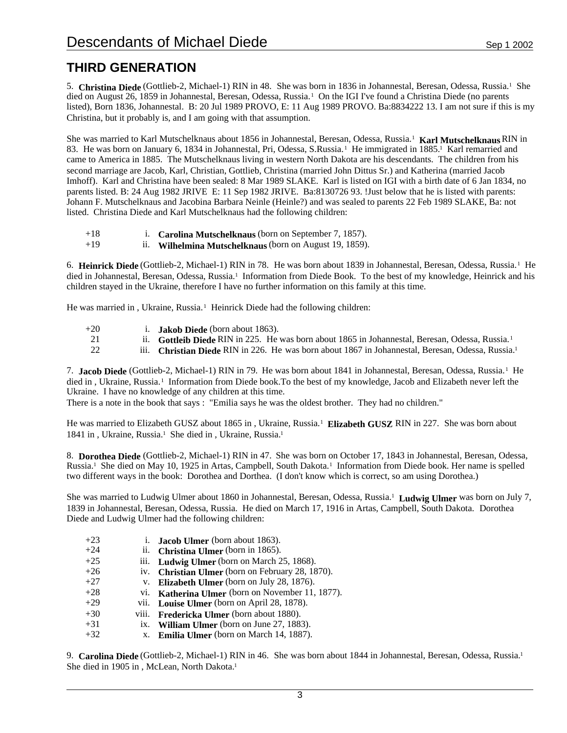## THIRD GENERATION

5. **Christina Diede** (Gottlieb-2, Michael-1) RIN in 48. She was born in 1836 in Johannestal, Beresan, Odessa, Russia.[1] She died on August 26, 1859 in Johannestal, Beresan, Odessa, Russia.[1] On the IGI I've found a Christina Diede (no parents listed), Born 1836, Johannestal. B: 20 Jul 1989 PROVO, E: 11 Aug 1989 PROVO. Ba:8834222 13. I am not sure if this is my Christina, but it probably is, and I am going with that assumption.

She was married to Karl Mutschelknaus about 1856 in Johannestal, Beresan, Odessa, Russia.[1] **Karl Mutschelknaus** RIN in 83. He was born on January 6, 1834 in Johannestal, Pri, Odessa, S.Russia.[1] He immigrated in 1885.[1] Karl remarried and came to America in 1885. The Mutschelknaus living in western North Dakota are his descendants. The children from his second marriage are Jacob, Karl, Christian, Gottlieb, Christina (married John Dittus Sr.) and Katherina (married Jacob Imhoff). Karl and Christina have been sealed: 8 Mar 1989 SLAKE. Karl is listed on IGI with a birth date of 6 Jan 1834, no parents listed. B: 24 Aug 1982 JRIVE E: 11 Sep 1982 JRIVE. Ba:8130726 93. !Just below that he is listed with parents: Johann F. Mutschelknaus and Jacobina Barbara Neinle (Heinle?) and was sealed to parents 22 Feb 1989 SLAKE, Ba: not listed. Christina Diede and Karl Mutschelknaus had the following children:

| | | |
|---|---|---|
| +18 | i. | **Carolina Mutschelknaus** (born on September 7, 1857). |
| +19 | ii. | **Wilhelmina Mutschelknaus** (born on August 19, 1859). |

6. **Heinrick Diede** (Gottlieb-2, Michael-1) RIN in 78. He was born about 1839 in Johannestal, Beresan, Odessa, Russia.[1] He died in Johannestal, Beresan, Odessa, Russia.[1] Information from Diede Book. To the best of my knowledge, Heinrick and his children stayed in the Ukraine, therefore I have no further information on this family at this time.

He was married in , Ukraine, Russia.[1] Heinrick Diede had the following children:

| | | |
|---|---|---|
| +20 | i. | **Jakob Diede** (born about 1863). |
| 21 | ii. | **Gottleib Diede** RIN in 225. He was born about 1865 in Johannestal, Beresan, Odessa, Russia.[1] |
| 22 | iii. | **Christian Diede** RIN in 226. He was born about 1867 in Johannestal, Beresan, Odessa, Russia.[1] |

7. **Jacob Diede** (Gottlieb-2, Michael-1) RIN in 79. He was born about 1841 in Johannestal, Beresan, Odessa, Russia.[1] He died in , Ukraine, Russia.[1] Information from Diede book.To the best of my knowledge, Jacob and Elizabeth never left the Ukraine. I have no knowledge of any children at this time.
There is a note in the book that says : "Emilia says he was the oldest brother. They had no children."

He was married to Elizabeth GUSZ about 1865 in , Ukraine, Russia.[1] **Elizabeth GUSZ** RIN in 227. She was born about 1841 in , Ukraine, Russia.[1] She died in , Ukraine, Russia.[1]

8. **Dorothea Diede** (Gottlieb-2, Michael-1) RIN in 47. She was born on October 17, 1843 in Johannestal, Beresan, Odessa, Russia.[1] She died on May 10, 1925 in Artas, Campbell, South Dakota.[1] Information from Diede book. Her name is spelled two different ways in the book: Dorothea and Dorthea. (I don't know which is correct, so am using Dorothea.)

She was married to Ludwig Ulmer about 1860 in Johannestal, Beresan, Odessa, Russia.[1] **Ludwig Ulmer** was born on July 7, 1839 in Johannestal, Beresan, Odessa, Russia. He died on March 17, 1916 in Artas, Campbell, South Dakota. Dorothea Diede and Ludwig Ulmer had the following children:

| | | |
|---|---|---|
| +23 | i. | **Jacob Ulmer** (born about 1863). |
| +24 | ii. | **Christina Ulmer** (born in 1865). |
| +25 | iii. | **Ludwig Ulmer** (born on March 25, 1868). |
| +26 | iv. | **Christian Ulmer** (born on February 28, 1870). |
| +27 | v. | **Elizabeth Ulmer** (born on July 28, 1876). |
| +28 | vi. | **Katherina Ulmer** (born on November 11, 1877). |
| +29 | vii. | **Louise Ulmer** (born on April 28, 1878). |
| +30 | viii. | **Fredericka Ulmer** (born about 1880). |
| +31 | ix. | **William Ulmer** (born on June 27, 1883). |
| +32 | x. | **Emilia Ulmer** (born on March 14, 1887). |

9. **Carolina Diede** (Gottlieb-2, Michael-1) RIN in 46. She was born about 1844 in Johannestal, Beresan, Odessa, Russia.[1] She died in 1905 in , McLean, North Dakota.[1]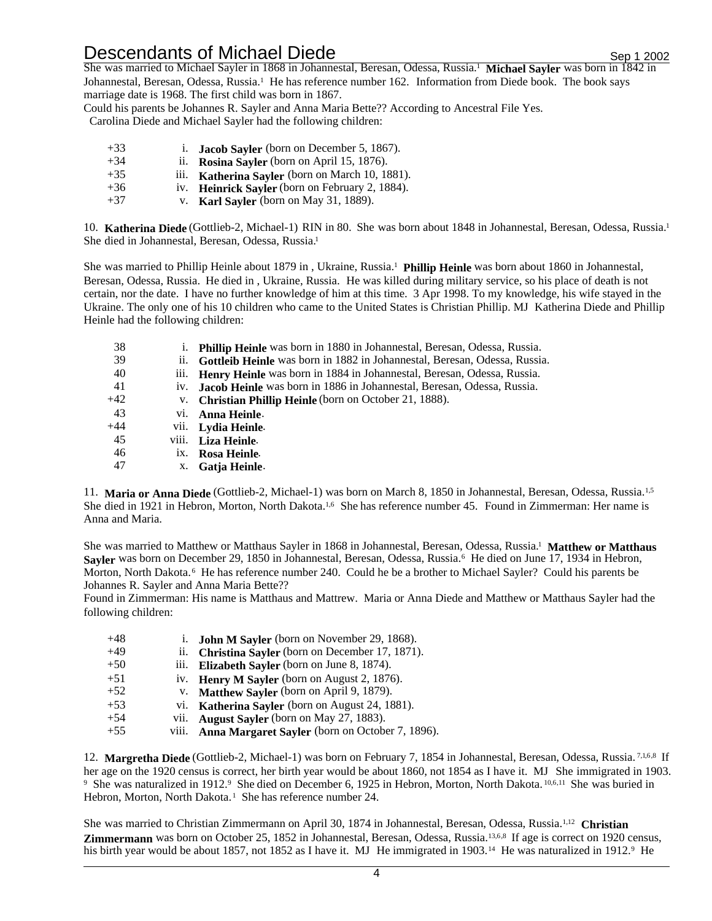She was married to Michael Sayler in 1868 in Johannestal, Beresan, Odessa, Russia.[1] **Michael Sayler** was born in 1842 in Johannestal, Beresan, Odessa, Russia.[1] He has reference number 162. Information from Diede book. The book says marriage date is 1968. The first child was born in 1867.
Could his parents be Johannes R. Sayler and Anna Maria Bette?? According to Ancestral File Yes.
Carolina Diede and Michael Sayler had the following children:

| | | |
|---|---|---|
| +33 | i. | **Jacob Sayler** (born on December 5, 1867). |
| +34 | ii. | **Rosina Sayler** (born on April 15, 1876). |
| +35 | iii. | **Katherina Sayler** (born on March 10, 1881). |
| +36 | iv. | **Heinrick Sayler** (born on February 2, 1884). |
| +37 | v. | **Karl Sayler** (born on May 31, 1889). |

10. **Katherina Diede** (Gottlieb-2, Michael-1) RIN in 80. She was born about 1848 in Johannestal, Beresan, Odessa, Russia.[1] She died in Johannestal, Beresan, Odessa, Russia.[1]

She was married to Phillip Heinle about 1879 in , Ukraine, Russia.[1] **Phillip Heinle** was born about 1860 in Johannestal, Beresan, Odessa, Russia. He died in , Ukraine, Russia. He was killed during military service, so his place of death is not certain, nor the date. I have no further knowledge of him at this time. 3 Apr 1998. To my knowledge, his wife stayed in the Ukraine. The only one of his 10 children who came to the United States is Christian Phillip. MJ Katherina Diede and Phillip Heinle had the following children:

| | | |
|---|---|---|
| 38 | i. | **Phillip Heinle** was born in 1880 in Johannestal, Beresan, Odessa, Russia. |
| 39 | ii. | **Gottleib Heinle** was born in 1882 in Johannestal, Beresan, Odessa, Russia. |
| 40 | iii. | **Henry Heinle** was born in 1884 in Johannestal, Beresan, Odessa, Russia. |
| 41 | iv. | **Jacob Heinle** was born in 1886 in Johannestal, Beresan, Odessa, Russia. |
| +42 | v. | **Christian Phillip Heinle** (born on October 21, 1888). |
| 43 | vi. | **Anna Heinle**. |
| +44 | vii. | **Lydia Heinle**. |
| 45 | viii. | **Liza Heinle**. |
| 46 | ix. | **Rosa Heinle**. |
| 47 | x. | **Gatja Heinle**. |

11. **Maria or Anna Diede** (Gottlieb-2, Michael-1) was born on March 8, 1850 in Johannestal, Beresan, Odessa, Russia.[1,5] She died in 1921 in Hebron, Morton, North Dakota.[1,6] She has reference number 45. Found in Zimmerman: Her name is Anna and Maria.

She was married to Matthew or Matthaus Sayler in 1868 in Johannestal, Beresan, Odessa, Russia.[1] **Matthew or Matthaus Sayler** was born on December 29, 1850 in Johannestal, Beresan, Odessa, Russia.[6] He died on June 17, 1934 in Hebron, Morton, North Dakota.[6] He has reference number 240. Could he be a brother to Michael Sayler? Could his parents be Johannes R. Sayler and Anna Maria Bette??
Found in Zimmerman: His name is Matthaus and Mattrew. Maria or Anna Diede and Matthew or Matthaus Sayler had the following children:

| | | |
|---|---|---|
| +48 | i. | **John M Sayler** (born on November 29, 1868). |
| +49 | ii. | **Christina Sayler** (born on December 17, 1871). |
| +50 | iii. | **Elizabeth Sayler** (born on June 8, 1874). |
| +51 | iv. | **Henry M Sayler** (born on August 2, 1876). |
| +52 | v. | **Matthew Sayler** (born on April 9, 1879). |
| +53 | vi. | **Katherina Sayler** (born on August 24, 1881). |
| +54 | vii. | **August Sayler** (born on May 27, 1883). |
| +55 | viii. | **Anna Margaret Sayler** (born on October 7, 1896). |

12. **Margretha Diede** (Gottlieb-2, Michael-1) was born on February 7, 1854 in Johannestal, Beresan, Odessa, Russia.[7,1,6,8] If her age on the 1920 census is correct, her birth year would be about 1860, not 1854 as I have it. MJ She immigrated in 1903.[9] She was naturalized in 1912.[9] She died on December 6, 1925 in Hebron, Morton, North Dakota.[10,6,11] She was buried in Hebron, Morton, North Dakota.[1] She has reference number 24.

She was married to Christian Zimmermann on April 30, 1874 in Johannestal, Beresan, Odessa, Russia.[1,12] **Christian Zimmermann** was born on October 25, 1852 in Johannestal, Beresan, Odessa, Russia.[13,6,8] If age is correct on 1920 census, his birth year would be about 1857, not 1852 as I have it. MJ He immigrated in 1903.[14] He was naturalized in 1912.[9] He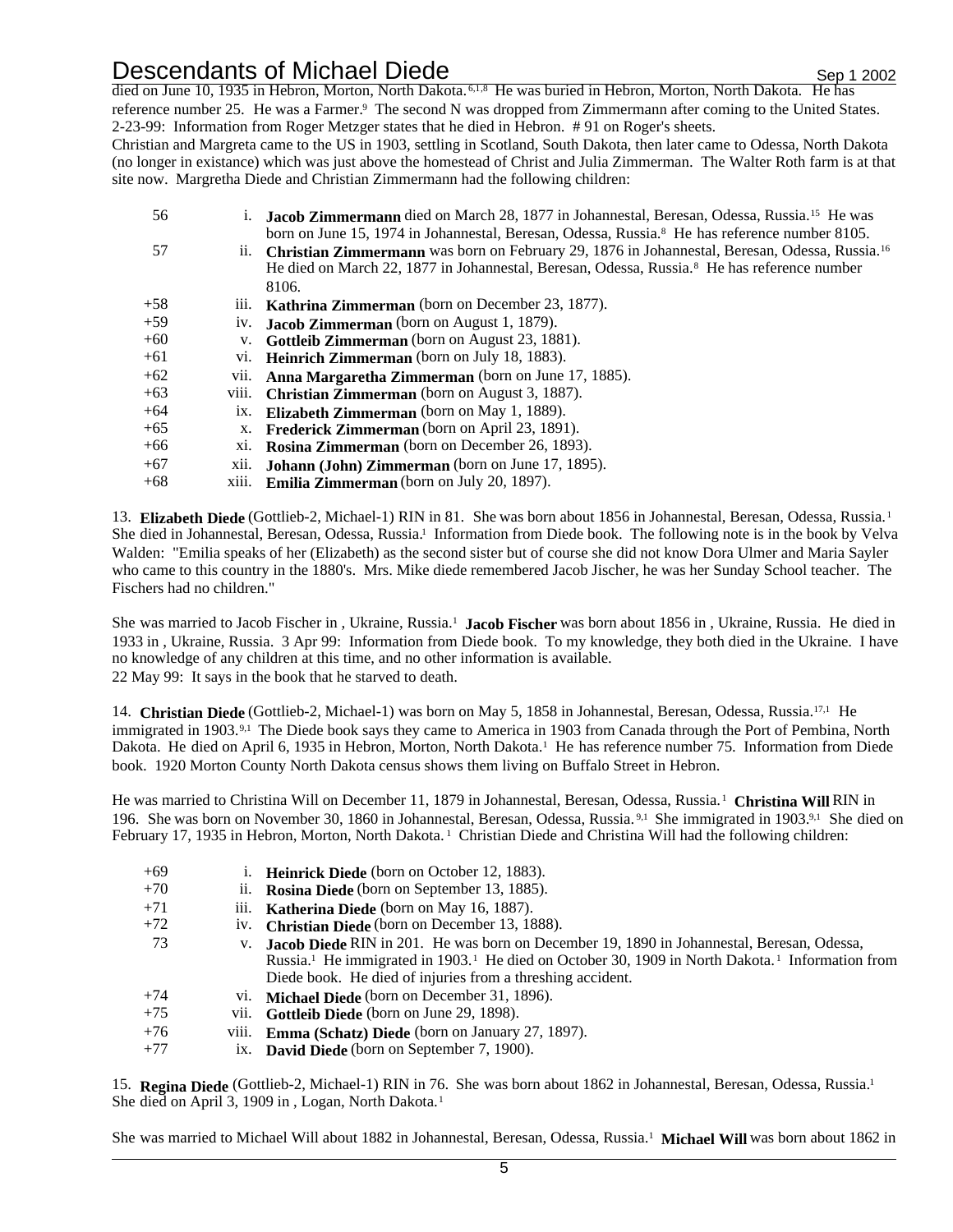died on June 10, 1935 in Hebron, Morton, North Dakota.[6,1,8] He was buried in Hebron, Morton, North Dakota. He has reference number 25. He was a Farmer.[9] The second N was dropped from Zimmermann after coming to the United States. 2-23-99: Information from Roger Metzger states that he died in Hebron. # 91 on Roger's sheets.
Christian and Margreta came to the US in 1903, settling in Scotland, South Dakota, then later came to Odessa, North Dakota (no longer in existance) which was just above the homestead of Christ and Julia Zimmerman. The Walter Roth farm is at that site now. Margretha Diede and Christian Zimmermann had the following children:

| | | |
|---|---|---|
| 56 | i. | **Jacob Zimmermann** died on March 28, 1877 in Johannestal, Beresan, Odessa, Russia.[15] He was born on June 15, 1974 in Johannestal, Beresan, Odessa, Russia.[8] He has reference number 8105. |
| 57 | ii. | **Christian Zimmermann** was born on February 29, 1876 in Johannestal, Beresan, Odessa, Russia.[16] He died on March 22, 1877 in Johannestal, Beresan, Odessa, Russia.[8] He has reference number 8106. |
| +58 | iii. | **Kathrina Zimmerman** (born on December 23, 1877). |
| +59 | iv. | **Jacob Zimmerman** (born on August 1, 1879). |
| +60 | v. | **Gottleib Zimmerman** (born on August 23, 1881). |
| +61 | vi. | **Heinrich Zimmerman** (born on July 18, 1883). |
| +62 | vii. | **Anna Margaretha Zimmerman** (born on June 17, 1885). |
| +63 | viii. | **Christian Zimmerman** (born on August 3, 1887). |
| +64 | ix. | **Elizabeth Zimmerman** (born on May 1, 1889). |
| +65 | x. | **Frederick Zimmerman** (born on April 23, 1891). |
| +66 | xi. | **Rosina Zimmerman** (born on December 26, 1893). |
| +67 | xii. | **Johann (John) Zimmerman** (born on June 17, 1895). |
| +68 | xiii. | **Emilia Zimmerman** (born on July 20, 1897). |

13. **Elizabeth Diede** (Gottlieb-2, Michael-1) RIN in 81. She was born about 1856 in Johannestal, Beresan, Odessa, Russia.[1] She died in Johannestal, Beresan, Odessa, Russia.[1] Information from Diede book. The following note is in the book by Velva Walden: "Emilia speaks of her (Elizabeth) as the second sister but of course she did not know Dora Ulmer and Maria Sayler who came to this country in the 1880's. Mrs. Mike diede remembered Jacob Jischer, he was her Sunday School teacher. The Fischers had no children."

She was married to Jacob Fischer in , Ukraine, Russia.[1] **Jacob Fischer** was born about 1856 in , Ukraine, Russia. He died in 1933 in , Ukraine, Russia. 3 Apr 99: Information from Diede book. To my knowledge, they both died in the Ukraine. I have no knowledge of any children at this time, and no other information is available.
22 May 99: It says in the book that he starved to death.

14. **Christian Diede** (Gottlieb-2, Michael-1) was born on May 5, 1858 in Johannestal, Beresan, Odessa, Russia.[17,1] He immigrated in 1903.[9,1] The Diede book says they came to America in 1903 from Canada through the Port of Pembina, North Dakota. He died on April 6, 1935 in Hebron, Morton, North Dakota.[1] He has reference number 75. Information from Diede book. 1920 Morton County North Dakota census shows them living on Buffalo Street in Hebron.

He was married to Christina Will on December 11, 1879 in Johannestal, Beresan, Odessa, Russia.[1] **Christina Will** RIN in 196. She was born on November 30, 1860 in Johannestal, Beresan, Odessa, Russia.[9,1] She immigrated in 1903.[9,1] She died on February 17, 1935 in Hebron, Morton, North Dakota.[1] Christian Diede and Christina Will had the following children:

| | | |
|---|---|---|
| +69 | i. | **Heinrick Diede** (born on October 12, 1883). |
| +70 | ii. | **Rosina Diede** (born on September 13, 1885). |
| +71 | iii. | **Katherina Diede** (born on May 16, 1887). |
| +72 | iv. | **Christian Diede** (born on December 13, 1888). |
| 73 | v. | **Jacob Diede** RIN in 201. He was born on December 19, 1890 in Johannestal, Beresan, Odessa, Russia.[1] He immigrated in 1903.[1] He died on October 30, 1909 in North Dakota.[1] Information from Diede book. He died of injuries from a threshing accident. |
| +74 | vi. | **Michael Diede** (born on December 31, 1896). |
| +75 | vii. | **Gottleib Diede** (born on June 29, 1898). |
| +76 | viii. | **Emma (Schatz) Diede** (born on January 27, 1897). |
| +77 | ix. | **David Diede** (born on September 7, 1900). |

15. **Regina Diede** (Gottlieb-2, Michael-1) RIN in 76. She was born about 1862 in Johannestal, Beresan, Odessa, Russia.[1] She died on April 3, 1909 in , Logan, North Dakota.[1]

She was married to Michael Will about 1882 in Johannestal, Beresan, Odessa, Russia.[1] **Michael Will** was born about 1862 in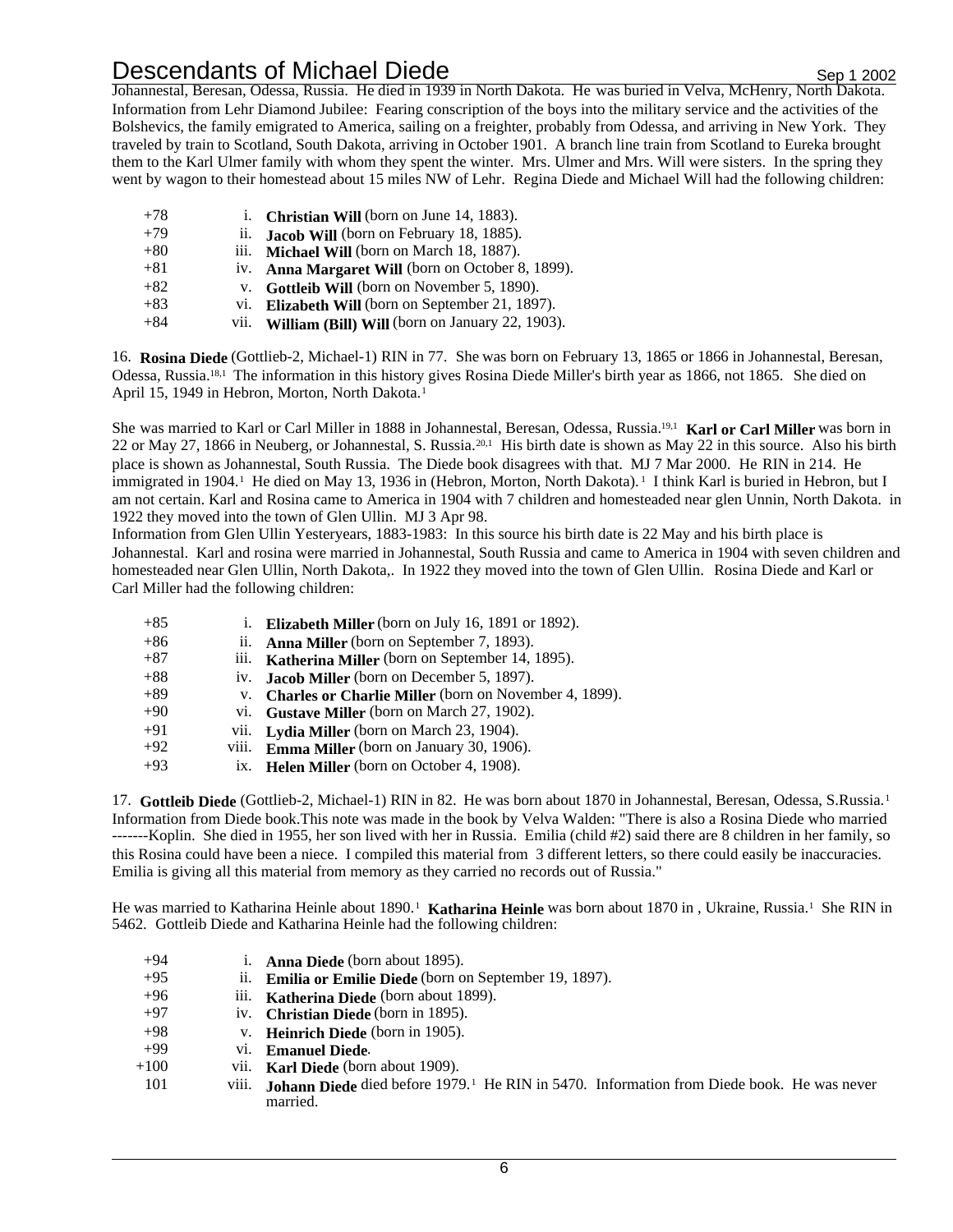Johannestal, Beresan, Odessa, Russia. He died in 1939 in North Dakota. He was buried in Velva, McHenry, North Dakota. Information from Lehr Diamond Jubilee: Fearing conscription of the boys into the military service and the activities of the Bolsheviks, the family emigrated to America, sailing on a freighter, probably from Odessa, and arriving in New York. They traveled by train to Scotland, South Dakota, arriving in October 1901. A branch line train from Scotland to Eureka brought them to the Karl Ulmer family with whom they spent the winter. Mrs. Ulmer and Mrs. Will were sisters. In the spring they went by wagon to their homestead about 15 miles NW of Lehr. Regina Diede and Michael Will had the following children:

| | | |
|---|---|---|
| +78 | i. | **Christian Will** (born on June 14, 1883). |
| +79 | ii. | **Jacob Will** (born on February 18, 1885). |
| +80 | iii. | **Michael Will** (born on March 18, 1887). |
| +81 | iv. | **Anna Margaret Will** (born on October 8, 1899). |
| +82 | v. | **Gottleib Will** (born on November 5, 1890). |
| +83 | vi. | **Elizabeth Will** (born on September 21, 1897). |
| +84 | vii. | **William (Bill) Will** (born on January 22, 1903). |

16. **Rosina Diede** (Gottlieb-2, Michael-1) RIN in 77. She was born on February 13, 1865 or 1866 in Johannestal, Beresan, Odessa, Russia.[18,1] The information in this history gives Rosina Diede Miller's birth year as 1866, not 1865. She died on April 15, 1949 in Hebron, Morton, North Dakota.[1]

She was married to Karl or Carl Miller in 1888 in Johannestal, Beresan, Odessa, Russia.[19,1] **Karl or Carl Miller** was born in 22 or May 27, 1866 in Neuberg, or Johannestal, S. Russia.[20,1] His birth date is shown as May 22 in this source. Also his birth place is shown as Johannestal, South Russia. The Diede book disagrees with that. MJ 7 Mar 2000. He RIN in 214. He immigrated in 1904.[1] He died on May 13, 1936 in (Hebron, Morton, North Dakota).[1] I think Karl is buried in Hebron, but I am not certain. Karl and Rosina came to America in 1904 with 7 children and homesteaded near glen Unnin, North Dakota. in 1922 they moved into the town of Glen Ullin. MJ 3 Apr 98.
Information from Glen Ullin Yesteryears, 1883-1983: In this source his birth date is 22 May and his birth place is Johannestal. Karl and rosina were married in Johannestal, South Russia and came to America in 1904 with seven children and homesteaded near Glen Ullin, North Dakota,. In 1922 they moved into the town of Glen Ullin. Rosina Diede and Karl or Carl Miller had the following children:

| | | |
|---|---|---|
| +85 | i. | **Elizabeth Miller** (born on July 16, 1891 or 1892). |
| +86 | ii. | **Anna Miller** (born on September 7, 1893). |
| +87 | iii. | **Katherina Miller** (born on September 14, 1895). |
| +88 | iv. | **Jacob Miller** (born on December 5, 1897). |
| +89 | v. | **Charles or Charlie Miller** (born on November 4, 1899). |
| +90 | vi. | **Gustave Miller** (born on March 27, 1902). |
| +91 | vii. | **Lydia Miller** (born on March 23, 1904). |
| +92 | viii. | **Emma Miller** (born on January 30, 1906). |
| +93 | ix. | **Helen Miller** (born on October 4, 1908). |

17. **Gottleib Diede** (Gottlieb-2, Michael-1) RIN in 82. He was born about 1870 in Johannestal, Beresan, Odessa, S.Russia.[1] Information from Diede book.This note was made in the book by Velva Walden: "There is also a Rosina Diede who married -------Koplin. She died in 1955, her son lived with her in Russia. Emilia (child #2) said there are 8 children in her family, so this Rosina could have been a niece. I compiled this material from 3 different letters, so there could easily be inaccuracies. Emilia is giving all this material from memory as they carried no records out of Russia."

He was married to Katharina Heinle about 1890.[1] **Katharina Heinle** was born about 1870 in , Ukraine, Russia.[1] She RIN in 5462. Gottleib Diede and Katharina Heinle had the following children:

| | | |
|---|---|---|
| +94 | i. | **Anna Diede** (born about 1895). |
| +95 | ii. | **Emilia or Emilie Diede** (born on September 19, 1897). |
| +96 | iii. | **Katherina Diede** (born about 1899). |
| +97 | iv. | **Christian Diede** (born in 1895). |
| +98 | v. | **Heinrich Diede** (born in 1905). |
| +99 | vi. | **Emanuel Diede**. |
| +100 | vii. | **Karl Diede** (born about 1909). |
| 101 | viii. | **Johann Diede** died before 1979.[1] He RIN in 5470. Information from Diede book. He was never married. |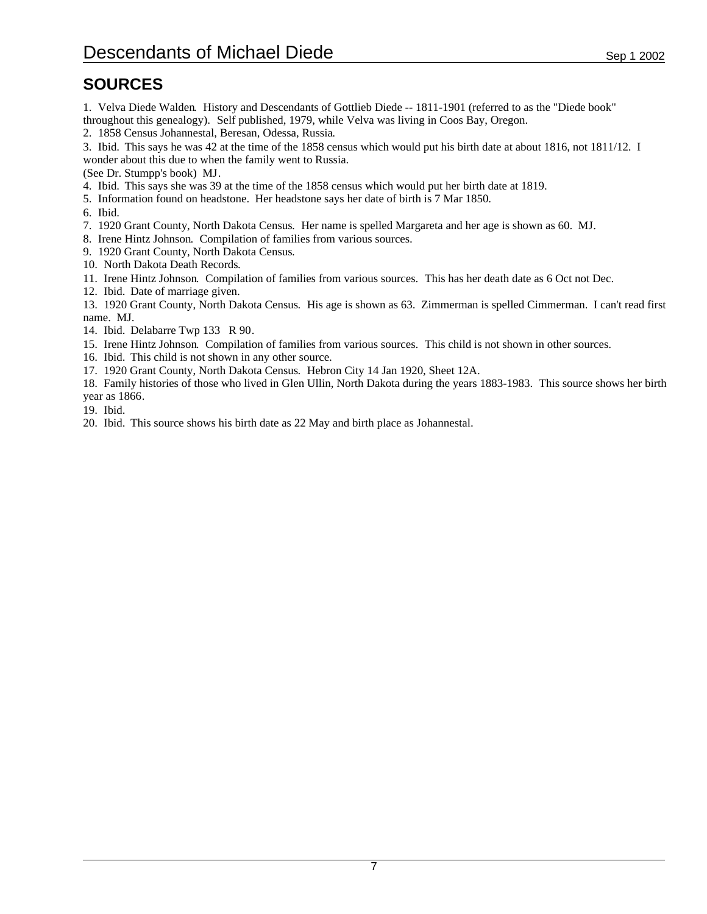## SOURCES

1. Velva Diede Walden. History and Descendants of Gottlieb Diede -- 1811-1901 (referred to as the "Diede book" throughout this genealogy). Self published, 1979, while Velva was living in Coos Bay, Oregon.
2. 1858 Census Johannestal, Beresan, Odessa, Russia.
3. Ibid. This says he was 42 at the time of the 1858 census which would put his birth date at about 1816, not 1811/12. I wonder about this due to when the family went to Russia. (See Dr. Stumpp's book) MJ.
4. Ibid. This says she was 39 at the time of the 1858 census which would put her birth date at 1819.
5. Information found on headstone. Her headstone says her date of birth is 7 Mar 1850.
6. Ibid.
7. 1920 Grant County, North Dakota Census. Her name is spelled Margareta and her age is shown as 60. MJ.
8. Irene Hintz Johnson. Compilation of families from various sources.
9. 1920 Grant County, North Dakota Census.
10. North Dakota Death Records.
11. Irene Hintz Johnson. Compilation of families from various sources. This has her death date as 6 Oct not Dec.
12. Ibid. Date of marriage given.
13. 1920 Grant County, North Dakota Census. His age is shown as 63. Zimmerman is spelled Cimmerman. I can't read first name. MJ.
14. Ibid. Delabarre Twp 133 R 90.
15. Irene Hintz Johnson. Compilation of families from various sources. This child is not shown in other sources.
16. Ibid. This child is not shown in any other source.
17. 1920 Grant County, North Dakota Census. Hebron City 14 Jan 1920, Sheet 12A.
18. Family histories of those who lived in Glen Ullin, North Dakota during the years 1883-1983. This source shows her birth year as 1866.
19. Ibid.
20. Ibid. This source shows his birth date as 22 May and birth place as Johannestal.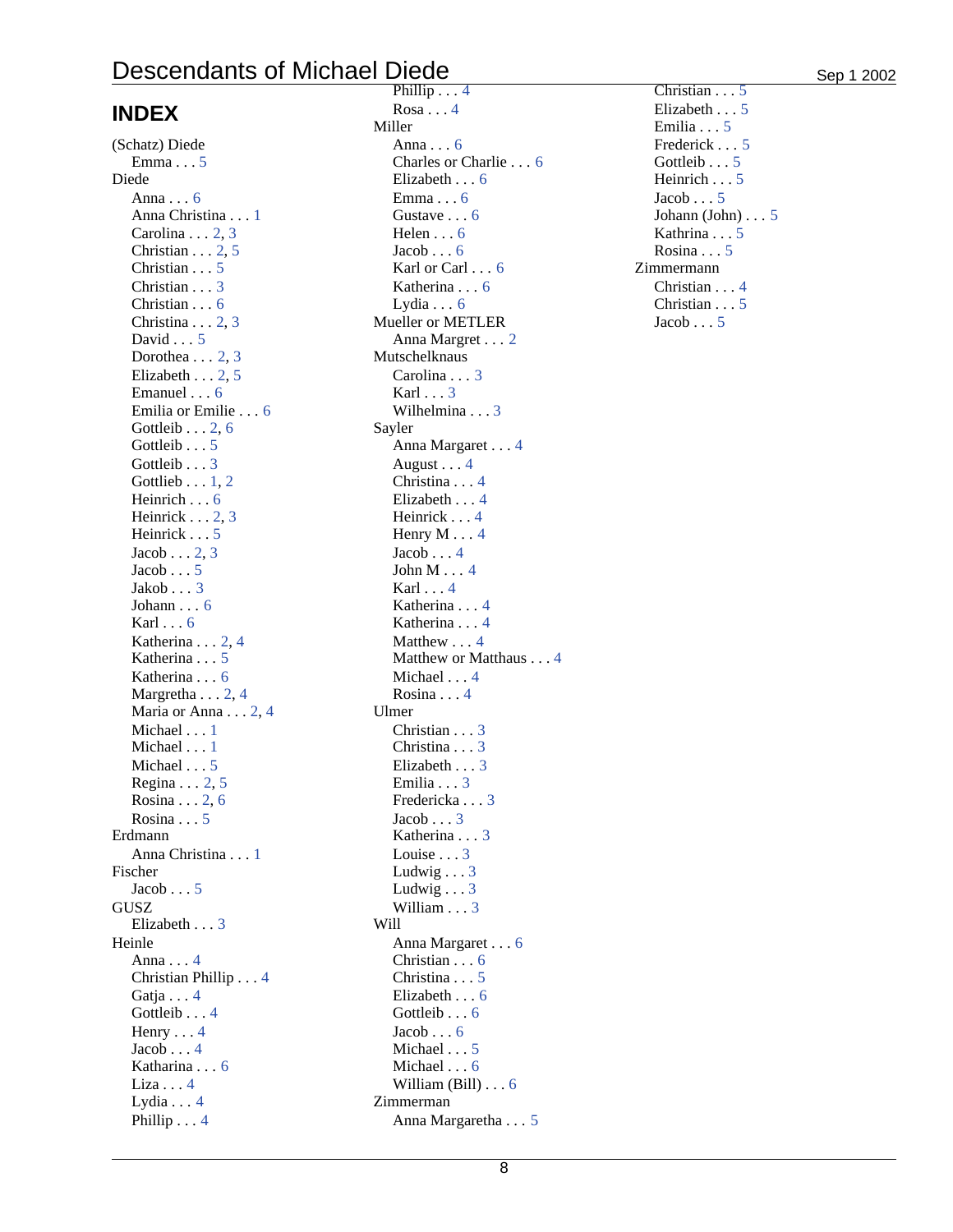## INDEX

(Schatz) Diede
- Emma . . . 5

Diede
- Anna . . . 6
- Anna Christina . . . 1
- Carolina . . . 2, 3
- Christian . . . 2, 5
- Christian . . . 5
- Christian . . . 3
- Christian . . . 6
- Christina . . . 2, 3
- David . . . 5
- Dorothea . . . 2, 3
- Elizabeth . . . 2, 5
- Emanuel . . . 6
- Emilia or Emilie . . . 6
- Gottleib . . . 2, 6
- Gottleib . . . 5
- Gottleib . . . 3
- Gottlieb . . . 1, 2
- Heinrich . . . 6
- Heinrick . . . 2, 3
- Heinrick . . . 5
- Jacob . . . 2, 3
- Jacob . . . 5
- Jakob . . . 3
- Johann . . . 6
- Karl . . . 6
- Katherina . . . 2, 4
- Katherina . . . 5
- Katherina . . . 6
- Margretha . . . 2, 4
- Maria or Anna . . . 2, 4
- Michael . . . 1
- Michael . . . 1
- Michael . . . 5
- Regina . . . 2, 5
- Rosina . . . 2, 6
- Rosina . . . 5

Erdmann
- Anna Christina . . . 1

Fischer
- Jacob . . . 5

GUSZ
- Elizabeth . . . 3

Heinle
- Anna . . . 4
- Christian Phillip . . . 4
- Gatja . . . 4
- Gottleib . . . 4
- Henry . . . 4
- Jacob . . . 4
- Katharina . . . 6
- Liza . . . 4
- Lydia . . . 4
- Phillip . . . 4
- Phillip . . . 4
- Rosa . . . 4

Miller
- Anna . . . 6
- Charles or Charlie . . . 6
- Elizabeth . . . 6
- Emma . . . 6
- Gustave . . . 6
- Helen . . . 6
- Jacob . . . 6
- Karl or Carl . . . 6
- Katherina . . . 6
- Lydia . . . 6

Mueller or METLER
- Anna Margret . . . 2

Mutschelknaus
- Carolina . . . 3
- Karl . . . 3
- Wilhelmina . . . 3

Sayler
- Anna Margaret . . . 4
- August . . . 4
- Christina . . . 4
- Elizabeth . . . 4
- Heinrick . . . 4
- Henry M . . . 4
- Jacob . . . 4
- John M . . . 4
- Karl . . . 4
- Katherina . . . 4
- Katherina . . . 4
- Matthew . . . 4
- Matthew or Matthaus . . . 4
- Michael . . . 4
- Rosina . . . 4

Ulmer
- Christian . . . 3
- Christina . . . 3
- Elizabeth . . . 3
- Emilia . . . 3
- Fredericka . . . 3
- Jacob . . . 3
- Katherina . . . 3
- Louise . . . 3
- Ludwig . . . 3
- Ludwig . . . 3
- William . . . 3

Will
- Anna Margaret . . . 6
- Christian . . . 6
- Christina . . . 5
- Elizabeth . . . 6
- Gottleib . . . 6
- Jacob . . . 6
- Michael . . . 5
- Michael . . . 6
- William (Bill) . . . 6

Zimmerman
- Anna Margaretha . . . 5
- Christian . . . 5
- Elizabeth . . . 5
- Emilia . . . 5
- Frederick . . . 5
- Gottleib . . . 5
- Heinrich . . . 5
- Jacob . . . 5
- Johann (John) . . . 5
- Kathrina . . . 5
- Rosina . . . 5

Zimmermann
- Christian . . . 4
- Christian . . . 5
- Jacob . . . 5